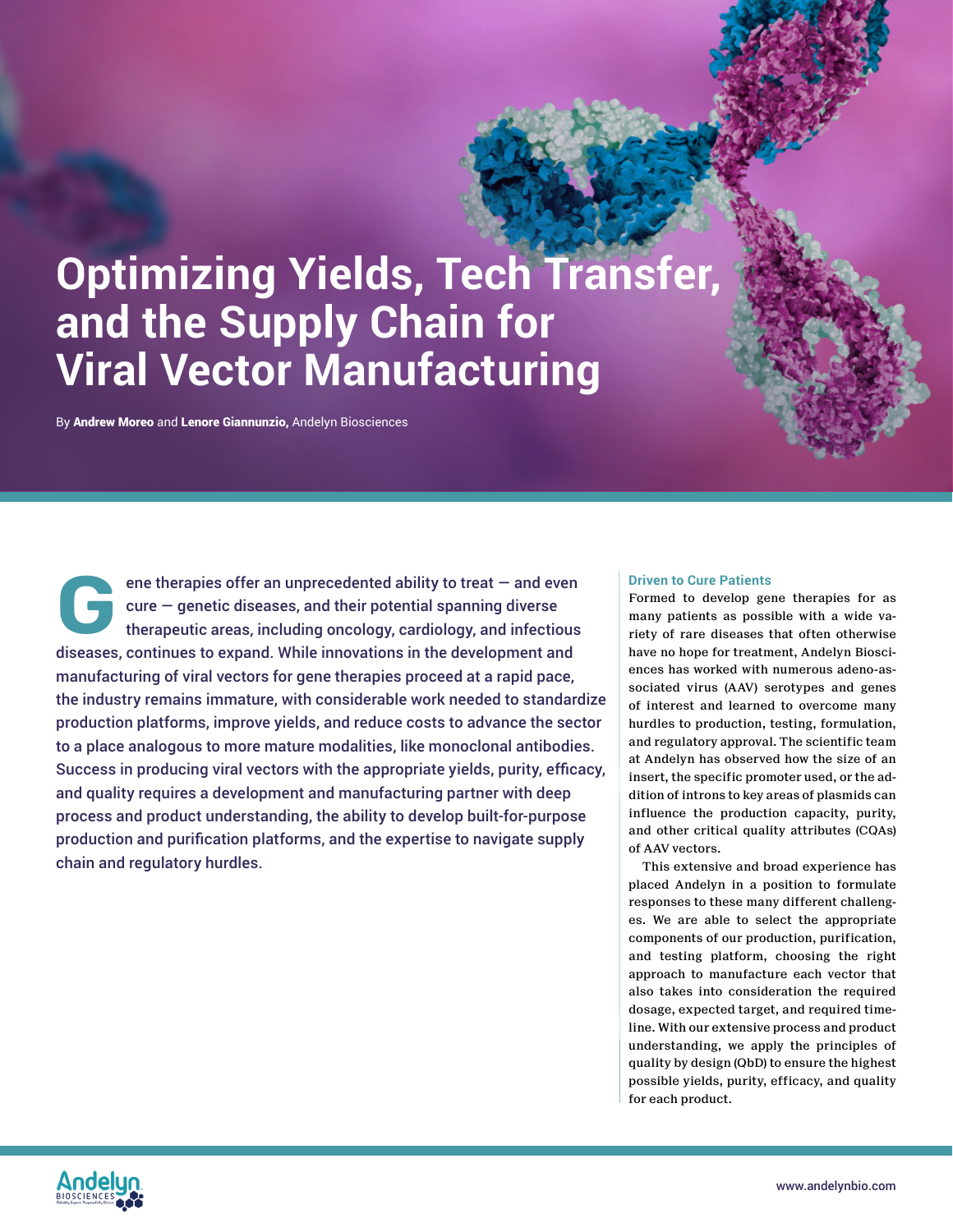# Optimizing Yields, Tech Transfer, and the Supply Chain for Viral Vector Manufacturing

By **Andrew Moreo** and **Lenore Giannunzio,** Andelyn Biosciences

Gene therapies offer an unprecedented ability to treat — and even cure — genetic diseases, and their potential spanning diverse therapeutic areas, including oncology, cardiology, and infectious diseases, continues to expand. While innovations in the development and manufacturing of viral vectors for gene therapies proceed at a rapid pace, the industry remains immature, with considerable work needed to standardize production platforms, improve yields, and reduce costs to advance the sector to a place analogous to more mature modalities, like monoclonal antibodies. Success in producing viral vectors with the appropriate yields, purity, efficacy, and quality requires a development and manufacturing partner with deep process and product understanding, the ability to develop built-for-purpose production and purification platforms, and the expertise to navigate supply chain and regulatory hurdles.

### Driven to Cure Patients

Formed to develop gene therapies for as many patients as possible with a wide variety of rare diseases that often otherwise have no hope for treatment, Andelyn Biosciences has worked with numerous adeno-associated virus (AAV) serotypes and genes of interest and learned to overcome many hurdles to production, testing, formulation, and regulatory approval. The scientific team at Andelyn has observed how the size of an insert, the specific promoter used, or the addition of introns to key areas of plasmids can influence the production capacity, purity, and other critical quality attributes (CQAs) of AAV vectors.

This extensive and broad experience has placed Andelyn in a position to formulate responses to these many different challenges. We are able to select the appropriate components of our production, purification, and testing platform, choosing the right approach to manufacture each vector that also takes into consideration the required dosage, expected target, and required timeline. With our extensive process and product understanding, we apply the principles of quality by design (QbD) to ensure the highest possible yields, purity, efficacy, and quality for each product.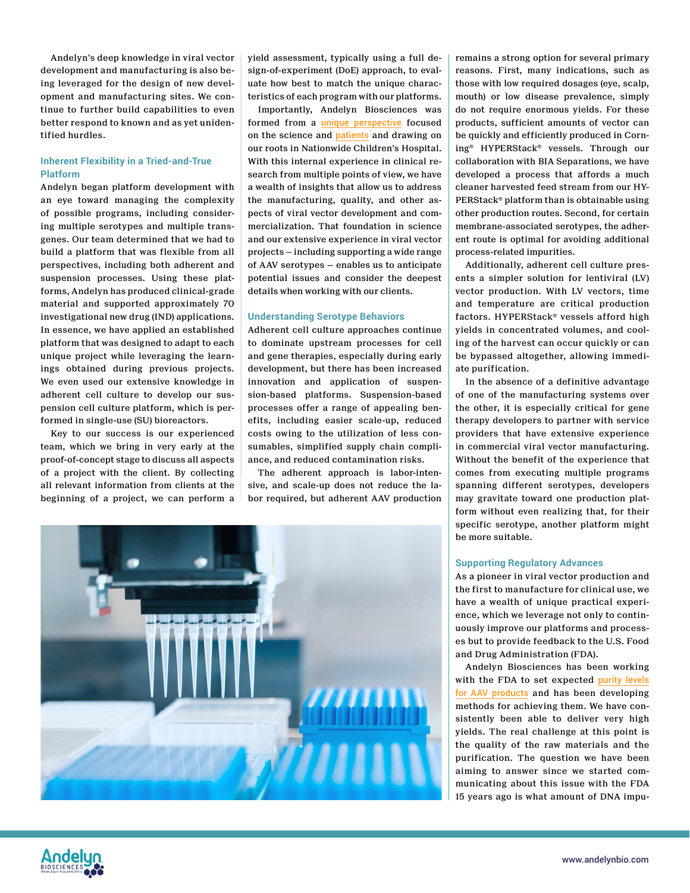Andelyn's deep knowledge in viral vector development and manufacturing is also being leveraged for the design of new development and manufacturing sites. We continue to further build capabilities to even better respond to known and as yet unidentified hurdles.

### Inherent Flexibility in a Tried-and-True Platform

Andelyn began platform development with an eye toward managing the complexity of possible programs, including considering multiple serotypes and multiple transgenes. Our team determined that we had to build a platform that was flexible from all perspectives, including both adherent and suspension processes. Using these platforms, Andelyn has produced clinical-grade material and supported approximately 70 investigational new drug (IND) applications. In essence, we have applied an established platform that was designed to adapt to each unique project while leveraging the learnings obtained during previous projects. We even used our extensive knowledge in adherent cell culture to develop our suspension cell culture platform, which is performed in single-use (SU) bioreactors.

Key to our success is our experienced team, which we bring in very early at the proof-of-concept stage to discuss all aspects of a project with the client. By collecting all relevant information from clients at the beginning of a project, we can perform a yield assessment, typically using a full design-of-experiment (DoE) approach, to evaluate how best to match the unique characteristics of each program with our platforms.

Importantly, Andelyn Biosciences was formed from a unique perspective focused on the science and patients and drawing on our roots in Nationwide Children's Hospital. With this internal experience in clinical research from multiple points of view, we have a wealth of insights that allow us to address the manufacturing, quality, and other aspects of viral vector development and commercialization. That foundation in science and our extensive experience in viral vector projects — including supporting a wide range of AAV serotypes — enables us to anticipate potential issues and consider the deepest details when working with our clients.

### Understanding Serotype Behaviors

Adherent cell culture approaches continue to dominate upstream processes for cell and gene therapies, especially during early development, but there has been increased innovation and application of suspension-based platforms. Suspension-based processes offer a range of appealing benefits, including easier scale-up, reduced costs owing to the utilization of less consumables, simplified supply chain compliance, and reduced contamination risks.

The adherent approach is labor-intensive, and scale-up does not reduce the labor required, but adherent AAV production remains a strong option for several primary reasons. First, many indications, such as those with low required dosages (eye, scalp, mouth) or low disease prevalence, simply do not require enormous yields. For these products, sufficient amounts of vector can be quickly and efficiently produced in Corning® HYPERStack® vessels. Through our collaboration with BIA Separations, we have developed a process that affords a much cleaner harvested feed stream from our HYPERStack® platform than is obtainable using other production routes. Second, for certain membrane-associated serotypes, the adherent route is optimal for avoiding additional process-related impurities.

Additionally, adherent cell culture presents a simpler solution for lentiviral (LV) vector production. With LV vectors, time and temperature are critical production factors. HYPERStack® vessels afford high yields in concentrated volumes, and cooling of the harvest can occur quickly or can be bypassed altogether, allowing immediate purification.

In the absence of a definitive advantage of one of the manufacturing systems over the other, it is especially critical for gene therapy developers to partner with service providers that have extensive experience in commercial viral vector manufacturing. Without the benefit of the experience that comes from executing multiple programs spanning different serotypes, developers may gravitate toward one production platform without even realizing that, for their specific serotype, another platform might be more suitable.

### Supporting Regulatory Advances

As a pioneer in viral vector production and the first to manufacture for clinical use, we have a wealth of unique practical experience, which we leverage not only to continuously improve our platforms and processes but to provide feedback to the U.S. Food and Drug Administration (FDA).

Andelyn Biosciences has been working with the FDA to set expected purity levels for AAV products and has been developing methods for achieving them. We have consistently been able to deliver very high yields. The real challenge at this point is the quality of the raw materials and the purification. The question we have been aiming to answer since we started communicating about this issue with the FDA 15 years ago is what amount of DNA impu-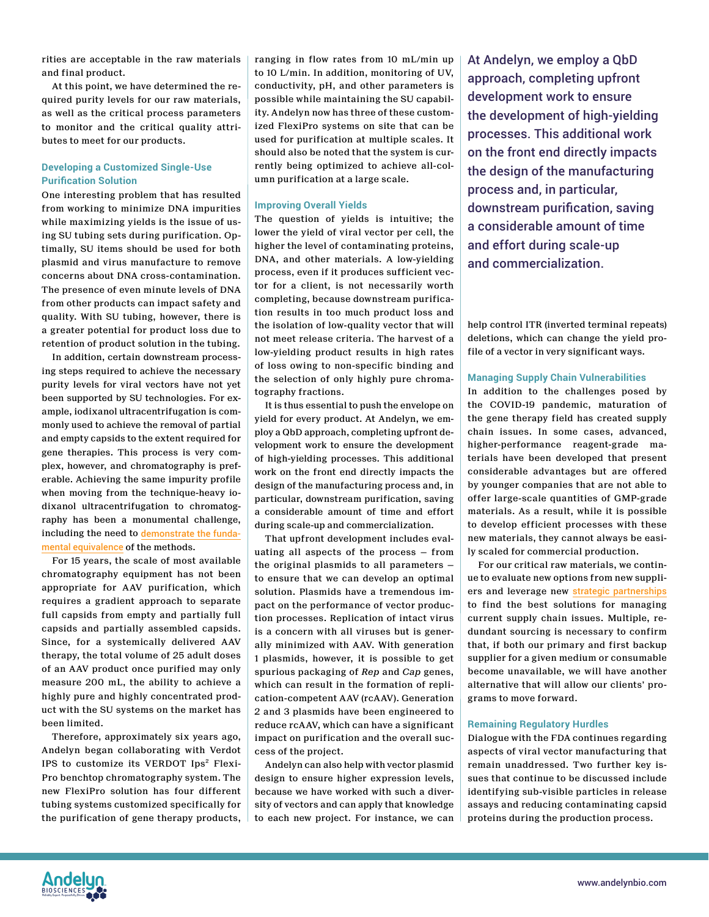rities are acceptable in the raw materials and final product.

At this point, we have determined the required purity levels for our raw materials, as well as the critical process parameters to monitor and the critical quality attributes to meet for our products.

### Developing a Customized Single-Use Purification Solution

One interesting problem that has resulted from working to minimize DNA impurities while maximizing yields is the issue of using SU tubing sets during purification. Optimally, SU items should be used for both plasmid and virus manufacture to remove concerns about DNA cross-contamination. The presence of even minute levels of DNA from other products can impact safety and quality. With SU tubing, however, there is a greater potential for product loss due to retention of product solution in the tubing.

In addition, certain downstream processing steps required to achieve the necessary purity levels for viral vectors have not yet been supported by SU technologies. For example, iodixanol ultracentrifugation is commonly used to achieve the removal of partial and empty capsids to the extent required for gene therapies. This process is very complex, however, and chromatography is preferable. Achieving the same impurity profile when moving from the technique-heavy iodixanol ultracentrifugation to chromatography has been a monumental challenge, including the need to demonstrate the fundamental equivalence of the methods.

For 15 years, the scale of most available chromatography equipment has not been appropriate for AAV purification, which requires a gradient approach to separate full capsids from empty and partially full capsids and partially assembled capsids. Since, for a systemically delivered AAV therapy, the total volume of 25 adult doses of an AAV product once purified may only measure 200 mL, the ability to achieve a highly pure and highly concentrated product with the SU systems on the market has been limited.

Therefore, approximately six years ago, Andelyn began collaborating with Verdot IPS to customize its VERDOT Ips² FlexiPro benchtop chromatography system. The new FlexiPro solution has four different tubing systems customized specifically for the purification of gene therapy products, ranging in flow rates from 10 mL/min up to 10 L/min. In addition, monitoring of UV, conductivity, pH, and other parameters is possible while maintaining the SU capability. Andelyn now has three of these customized FlexiPro systems on site that can be used for purification at multiple scales. It should also be noted that the system is currently being optimized to achieve all-column purification at a large scale.

### Improving Overall Yields

The question of yields is intuitive; the lower the yield of viral vector per cell, the higher the level of contaminating proteins, DNA, and other materials. A low-yielding process, even if it produces sufficient vector for a client, is not necessarily worth completing, because downstream purification results in too much product loss and the isolation of low-quality vector that will not meet release criteria. The harvest of a low-yielding product results in high rates of loss owing to non-specific binding and the selection of only highly pure chromatography fractions.

It is thus essential to push the envelope on yield for every product. At Andelyn, we employ a QbD approach, completing upfront development work to ensure the development of high-yielding processes. This additional work on the front end directly impacts the design of the manufacturing process and, in particular, downstream purification, saving a considerable amount of time and effort during scale-up and commercialization.

That upfront development includes evaluating all aspects of the process — from the original plasmids to all parameters — to ensure that we can develop an optimal solution. Plasmids have a tremendous impact on the performance of vector production processes. Replication of intact virus is a concern with all viruses but is generally minimized with AAV. With generation 1 plasmids, however, it is possible to get spurious packaging of *Rep* and *Cap* genes, which can result in the formation of replication-competent AAV (rcAAV). Generation 2 and 3 plasmids have been engineered to reduce rcAAV, which can have a significant impact on purification and the overall success of the project.

Andelyn can also help with vector plasmid design to ensure higher expression levels, because we have worked with such a diversity of vectors and can apply that knowledge to each new project. For instance, we can help control ITR (inverted terminal repeats) deletions, which can change the yield profile of a vector in very significant ways.

> At Andelyn, we employ a QbD approach, completing upfront development work to ensure the development of high-yielding processes. This additional work on the front end directly impacts the design of the manufacturing process and, in particular, downstream purification, saving a considerable amount of time and effort during scale-up and commercialization.

### Managing Supply Chain Vulnerabilities

In addition to the challenges posed by the COVID-19 pandemic, maturation of the gene therapy field has created supply chain issues. In some cases, advanced, higher-performance reagent-grade materials have been developed that present considerable advantages but are offered by younger companies that are not able to offer large-scale quantities of GMP-grade materials. As a result, while it is possible to develop efficient processes with these new materials, they cannot always be easily scaled for commercial production.

For our critical raw materials, we continue to evaluate new options from new suppliers and leverage new strategic partnerships to find the best solutions for managing current supply chain issues. Multiple, redundant sourcing is necessary to confirm that, if both our primary and first backup supplier for a given medium or consumable become unavailable, we will have another alternative that will allow our clients' programs to move forward.

### Remaining Regulatory Hurdles

Dialogue with the FDA continues regarding aspects of viral vector manufacturing that remain unaddressed. Two further key issues that continue to be discussed include identifying sub-visible particles in release assays and reducing contaminating capsid proteins during the production process.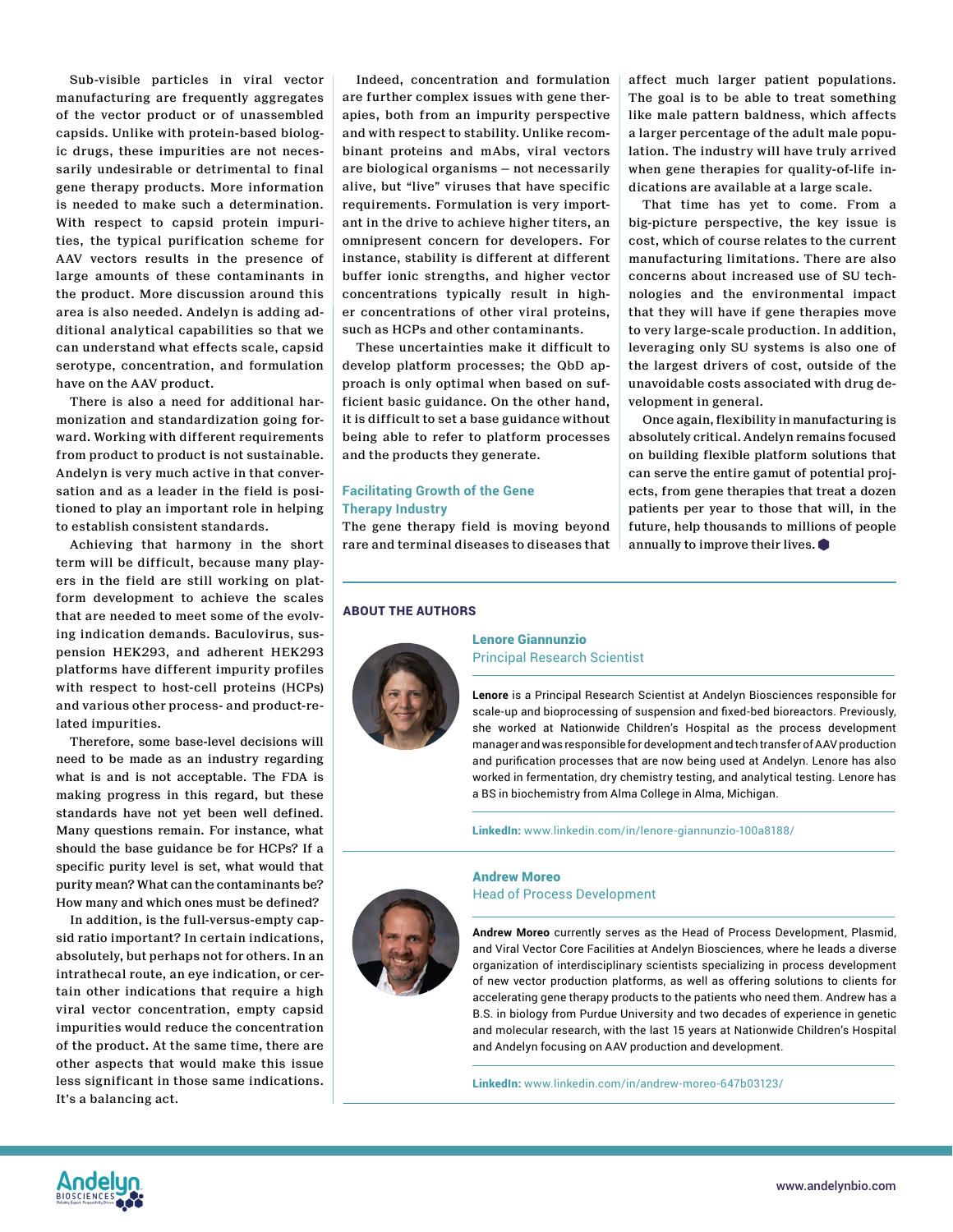Sub-visible particles in viral vector manufacturing are frequently aggregates of the vector product or of unassembled capsids. Unlike with protein-based biologic drugs, these impurities are not necessarily undesirable or detrimental to final gene therapy products. More information is needed to make such a determination. With respect to capsid protein impurities, the typical purification scheme for AAV vectors results in the presence of large amounts of these contaminants in the product. More discussion around this area is also needed. Andelyn is adding additional analytical capabilities so that we can understand what effects scale, capsid serotype, concentration, and formulation have on the AAV product.

There is also a need for additional harmonization and standardization going forward. Working with different requirements from product to product is not sustainable. Andelyn is very much active in that conversation and as a leader in the field is positioned to play an important role in helping to establish consistent standards.

Achieving that harmony in the short term will be difficult, because many players in the field are still working on platform development to achieve the scales that are needed to meet some of the evolving indication demands. Baculovirus, suspension HEK293, and adherent HEK293 platforms have different impurity profiles with respect to host-cell proteins (HCPs) and various other process- and product-related impurities.

Therefore, some base-level decisions will need to be made as an industry regarding what is and is not acceptable. The FDA is making progress in this regard, but these standards have not yet been well defined. Many questions remain. For instance, what should the base guidance be for HCPs? If a specific purity level is set, what would that purity mean? What can the contaminants be? How many and which ones must be defined?

In addition, is the full-versus-empty capsid ratio important? In certain indications, absolutely, but perhaps not for others. In an intrathecal route, an eye indication, or certain other indications that require a high viral vector concentration, empty capsid impurities would reduce the concentration of the product. At the same time, there are other aspects that would make this issue less significant in those same indications. It's a balancing act.

Indeed, concentration and formulation are further complex issues with gene therapies, both from an impurity perspective and with respect to stability. Unlike recombinant proteins and mAbs, viral vectors are biological organisms — not necessarily alive, but "live" viruses that have specific requirements. Formulation is very important in the drive to achieve higher titers, an omnipresent concern for developers. For instance, stability is different at different buffer ionic strengths, and higher vector concentrations typically result in higher concentrations of other viral proteins, such as HCPs and other contaminants.

These uncertainties make it difficult to develop platform processes; the QbD approach is only optimal when based on sufficient basic guidance. On the other hand, it is difficult to set a base guidance without being able to refer to platform processes and the products they generate.

## Facilitating Growth of the Gene Therapy Industry

The gene therapy field is moving beyond rare and terminal diseases to diseases that affect much larger patient populations. The goal is to be able to treat something like male pattern baldness, which affects a larger percentage of the adult male population. The industry will have truly arrived when gene therapies for quality-of-life indications are available at a large scale.

That time has yet to come. From a big-picture perspective, the key issue is cost, which of course relates to the current manufacturing limitations. There are also concerns about increased use of SU technologies and the environmental impact that they will have if gene therapies move to very large-scale production. In addition, leveraging only SU systems is also one of the largest drivers of cost, outside of the unavoidable costs associated with drug development in general.

Once again, flexibility in manufacturing is absolutely critical. Andelyn remains focused on building flexible platform solutions that can serve the entire gamut of potential projects, from gene therapies that treat a dozen patients per year to those that will, in the future, help thousands to millions of people annually to improve their lives.

## ABOUT THE AUTHORS

### Lenore Giannunzio

Principal Research Scientist

**Lenore** is a Principal Research Scientist at Andelyn Biosciences responsible for scale-up and bioprocessing of suspension and fixed-bed bioreactors. Previously, she worked at Nationwide Children's Hospital as the process development manager and was responsible for development and tech transfer of AAV production and purification processes that are now being used at Andelyn. Lenore has also worked in fermentation, dry chemistry testing, and analytical testing. Lenore has a BS in biochemistry from Alma College in Alma, Michigan.

**LinkedIn:** www.linkedin.com/in/lenore-giannunzio-100a8188/

### Andrew Moreo

Head of Process Development

**Andrew Moreo** currently serves as the Head of Process Development, Plasmid, and Viral Vector Core Facilities at Andelyn Biosciences, where he leads a diverse organization of interdisciplinary scientists specializing in process development of new vector production platforms, as well as offering solutions to clients for accelerating gene therapy products to the patients who need them. Andrew has a B.S. in biology from Purdue University and two decades of experience in genetic and molecular research, with the last 15 years at Nationwide Children's Hospital and Andelyn focusing on AAV production and development.

**LinkedIn:** www.linkedin.com/in/andrew-moreo-647b03123/

www.andelynbio.com